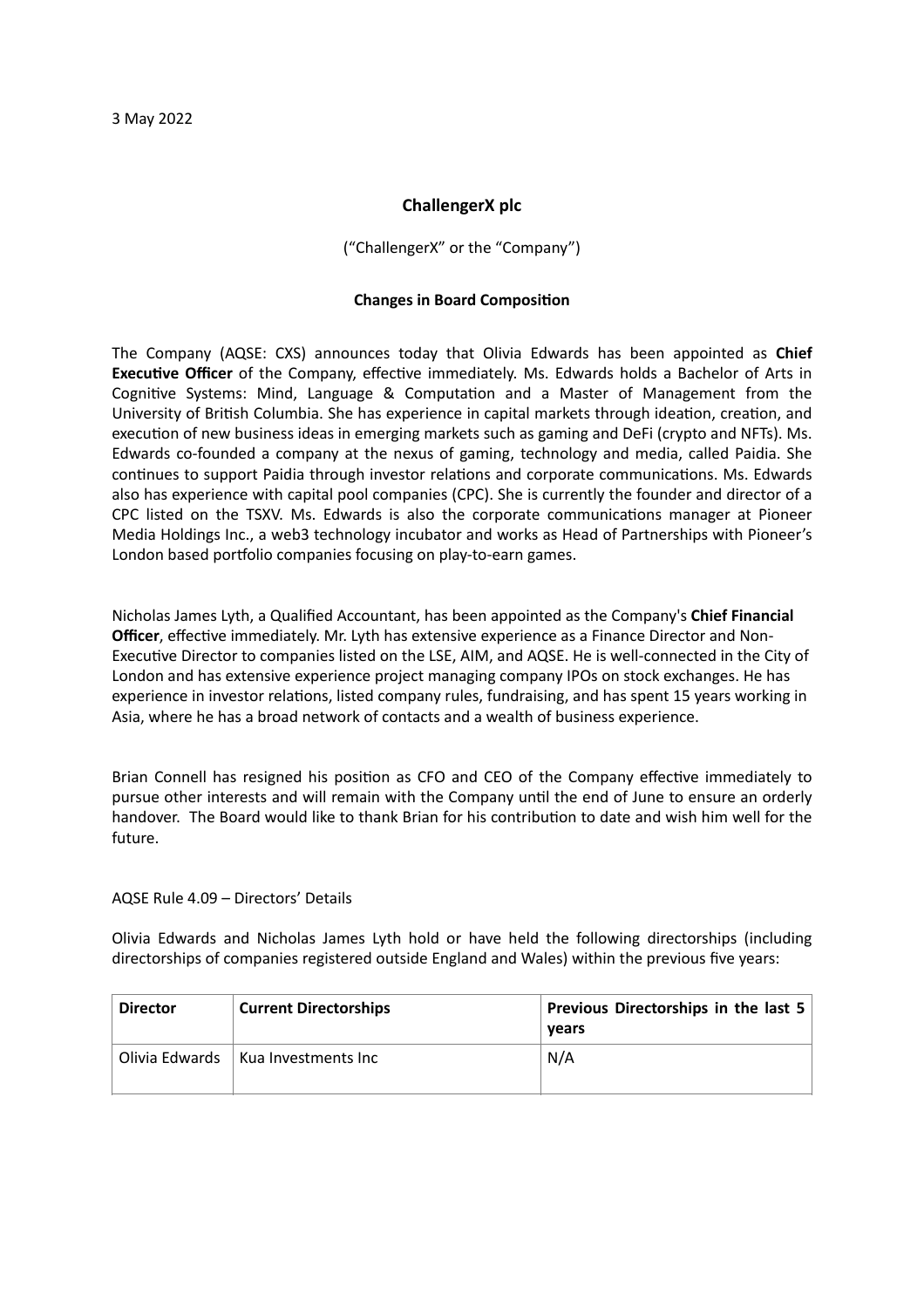3 May 2022

# ChallengerX plc

("ChallengerX" or the "Company")

## Changes in Board Composition

The Company (AQSE: CXS) announces today that Olivia Edwards has been appointed as **Chief Executive Officer** of the Company, effective immediately. Ms. Edwards holds a Bachelor of Arts in Cognitive Systems: Mind, Language & Computation and a Master of Management from the University of British Columbia. She has experience in capital markets through ideation, creation, and execution of new business ideas in emerging markets such as gaming and DeFi (crypto and NFTs). Ms. Edwards co-founded a company at the nexus of gaming, technology and media, called Paidia. She continues to support Paidia through investor relations and corporate communications. Ms. Edwards also has experience with capital pool companies (CPC). She is currently the founder and director of a CPC listed on the TSXV. Ms. Edwards is also the corporate communications manager at Pioneer Media Holdings Inc., a web3 technology incubator and works as Head of Partnerships with Pioneer's London based portfolio companies focusing on play-to-earn games.

Nicholas James Lyth, a Qualified Accountant, has been appointed as the Company's **Chief Financial Officer**, effective immediately. Mr. Lyth has extensive experience as a Finance Director and Non-Executive Director to companies listed on the LSE, AIM, and AQSE. He is well-connected in the City of London and has extensive experience project managing company IPOs on stock exchanges. He has experience in investor relations, listed company rules, fundraising, and has spent 15 years working in Asia, where he has a broad network of contacts and a wealth of business experience.

Brian Connell has resigned his position as CFO and CEO of the Company effective immediately to pursue other interests and will remain with the Company until the end of June to ensure an orderly handover. The Board would like to thank Brian for his contribution to date and wish him well for the future.

AQSE Rule 4.09 – Directors' Details

Olivia Edwards and Nicholas James Lyth hold or have held the following directorships (including directorships of companies registered outside England and Wales) within the previous five years:

| Director | Current Directorships | Previous Directorships in the last 5 years |
|---|---|---|
| Olivia Edwards | Kua Investments Inc | N/A |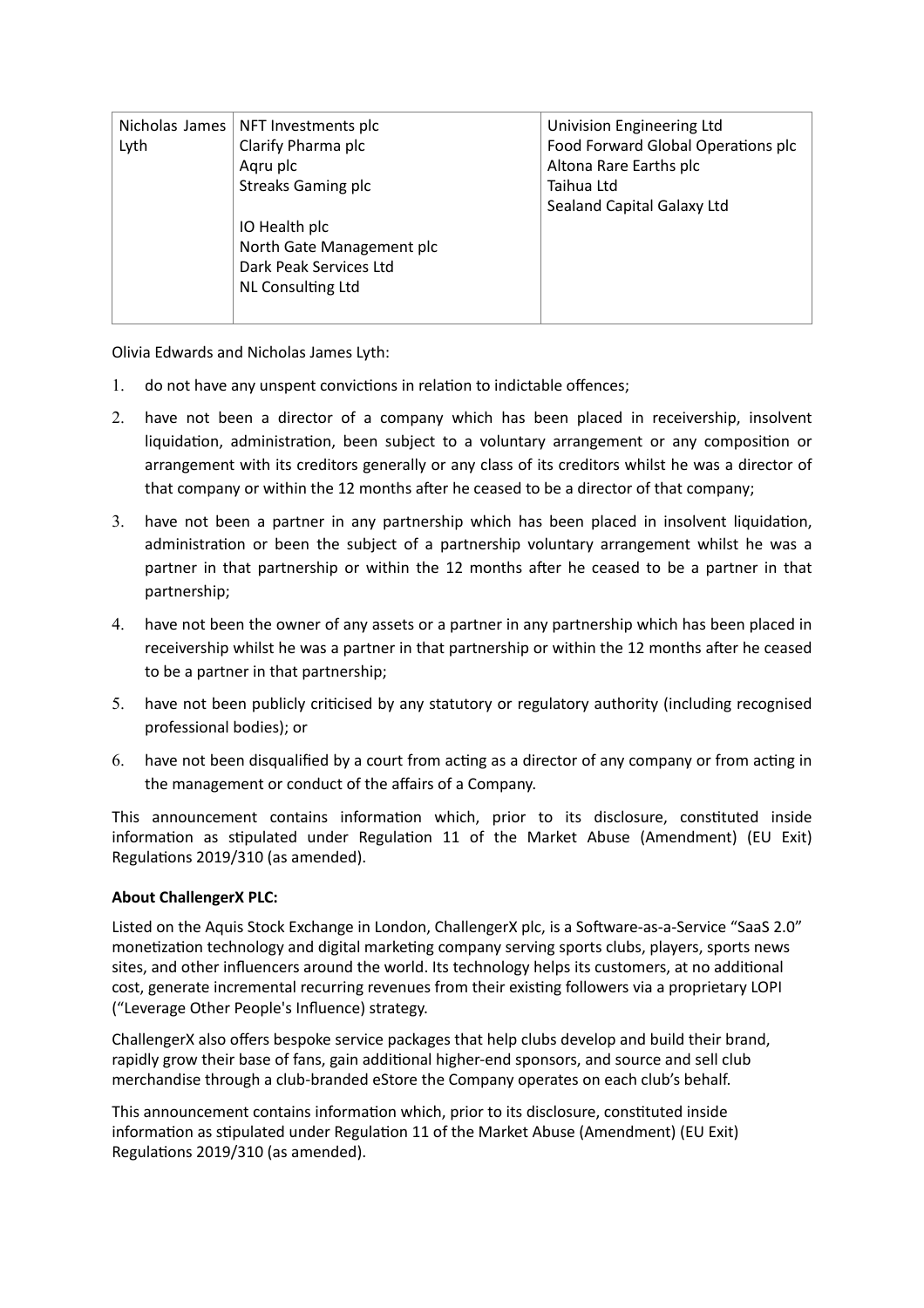| Nicholas James Lyth | NFT Investments plc<br>Clarify Pharma plc<br>Aqru plc<br>Streaks Gaming plc<br><br>IO Health plc<br>North Gate Management plc<br>Dark Peak Services Ltd<br>NL Consulting Ltd | Univision Engineering Ltd<br>Food Forward Global Operations plc<br>Altona Rare Earths plc<br>Taihua Ltd<br>Sealand Capital Galaxy Ltd |
|---|---|---|

Olivia Edwards and Nicholas James Lyth:

1. do not have any unspent convictions in relation to indictable offences;
2. have not been a director of a company which has been placed in receivership, insolvent liquidation, administration, been subject to a voluntary arrangement or any composition or arrangement with its creditors generally or any class of its creditors whilst he was a director of that company or within the 12 months after he ceased to be a director of that company;
3. have not been a partner in any partnership which has been placed in insolvent liquidation, administration or been the subject of a partnership voluntary arrangement whilst he was a partner in that partnership or within the 12 months after he ceased to be a partner in that partnership;
4. have not been the owner of any assets or a partner in any partnership which has been placed in receivership whilst he was a partner in that partnership or within the 12 months after he ceased to be a partner in that partnership;
5. have not been publicly criticised by any statutory or regulatory authority (including recognised professional bodies); or
6. have not been disqualified by a court from acting as a director of any company or from acting in the management or conduct of the affairs of a Company.

This announcement contains information which, prior to its disclosure, constituted inside information as stipulated under Regulation 11 of the Market Abuse (Amendment) (EU Exit) Regulations 2019/310 (as amended).

**About ChallengerX PLC:**

Listed on the Aquis Stock Exchange in London, ChallengerX plc, is a Software-as-a-Service "SaaS 2.0" monetization technology and digital marketing company serving sports clubs, players, sports news sites, and other influencers around the world. Its technology helps its customers, at no additional cost, generate incremental recurring revenues from their existing followers via a proprietary LOPI ("Leverage Other People's Influence) strategy.

ChallengerX also offers bespoke service packages that help clubs develop and build their brand, rapidly grow their base of fans, gain additional higher-end sponsors, and source and sell club merchandise through a club-branded eStore the Company operates on each club's behalf.

This announcement contains information which, prior to its disclosure, constituted inside information as stipulated under Regulation 11 of the Market Abuse (Amendment) (EU Exit) Regulations 2019/310 (as amended).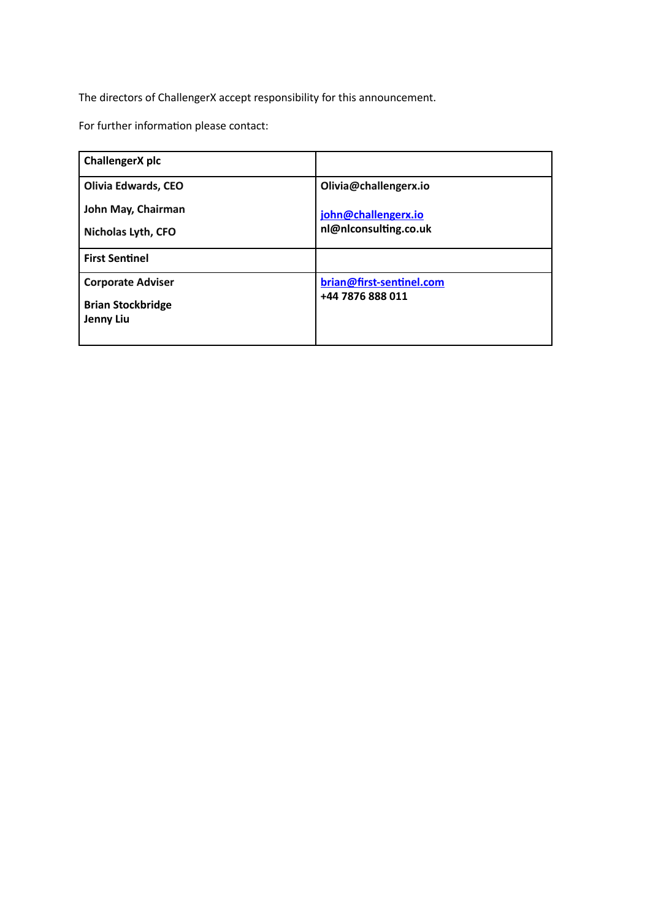The directors of ChallengerX accept responsibility for this announcement.

For further information please contact:

| | |
|---|---|
| **ChallengerX plc** | |
| **Olivia Edwards, CEO**<br>**John May, Chairman**<br>**Nicholas Lyth, CFO** | **Olivia@challengerx.io**<br>**john@challengerx.io**<br>**nl@nlconsulting.co.uk** |
| **First Sentinel** | |
| **Corporate Adviser**<br>**Brian Stockbridge**<br>**Jenny Liu** | **brian@first-sentinel.com**<br>**+44 7876 888 011** |